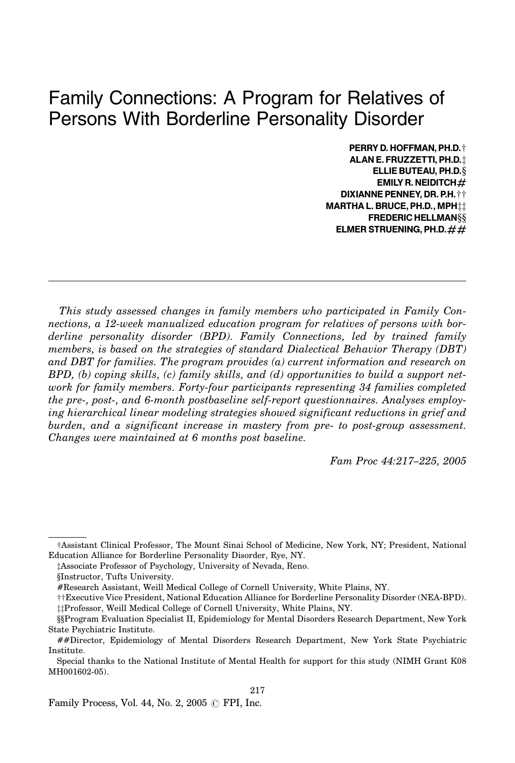# Family Connections: A Program for Relatives of Persons With Borderline Personality Disorder

**PERRY D. HOFFMAN, PH.D.†**
**ALAN E. FRUZZETTI, PH.D.‡**
**ELLIE BUTEAU, PH.D.§**
**EMILY R. NEIDITCH#**
**DIXIANNE PENNEY, DR. P.H.††**
**MARTHA L. BRUCE, PH.D., MPH‡‡**
**FREDERIC HELLMAN§§**
**ELMER STRUENING, PH.D.##**

---

*This study assessed changes in family members who participated in Family Connections, a 12-week manualized education program for relatives of persons with borderline personality disorder (BPD). Family Connections, led by trained family members, is based on the strategies of standard Dialectical Behavior Therapy (DBT) and DBT for families. The program provides (a) current information and research on BPD, (b) coping skills, (c) family skills, and (d) opportunities to build a support network for family members. Forty-four participants representing 34 families completed the pre-, post-, and 6-month postbaseline self-report questionnaires. Analyses employing hierarchical linear modeling strategies showed significant reductions in grief and burden, and a significant increase in mastery from pre- to post-group assessment. Changes were maintained at 6 months post baseline.*

*Fam Proc 44:217–225, 2005*

---

†Assistant Clinical Professor, The Mount Sinai School of Medicine, New York, NY; President, National Education Alliance for Borderline Personality Disorder, Rye, NY.

‡Associate Professor of Psychology, University of Nevada, Reno.

§Instructor, Tufts University.

#Research Assistant, Weill Medical College of Cornell University, White Plains, NY.

††Executive Vice President, National Education Alliance for Borderline Personality Disorder (NEA-BPD).

‡‡Professor, Weill Medical College of Cornell University, White Plains, NY.

§§Program Evaluation Specialist II, Epidemiology for Mental Disorders Research Department, New York State Psychiatric Institute.

##Director, Epidemiology of Mental Disorders Research Department, New York State Psychiatric Institute.

Special thanks to the National Institute of Mental Health for support for this study (NIMH Grant K08 MH001602-05).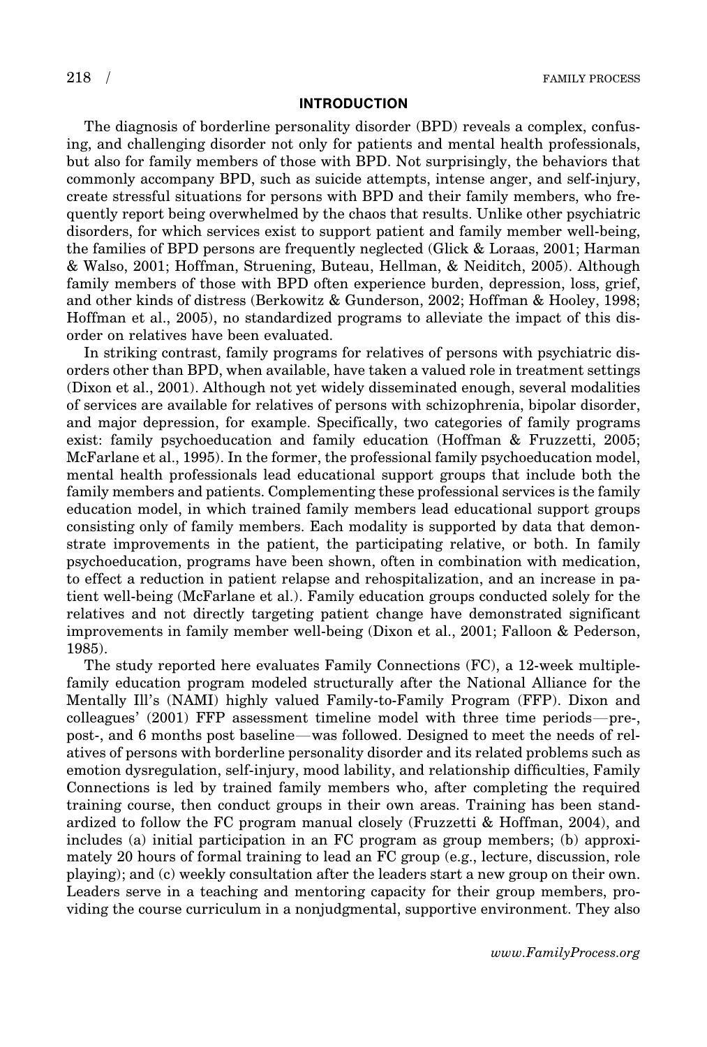## INTRODUCTION

The diagnosis of borderline personality disorder (BPD) reveals a complex, confusing, and challenging disorder not only for patients and mental health professionals, but also for family members of those with BPD. Not surprisingly, the behaviors that commonly accompany BPD, such as suicide attempts, intense anger, and self-injury, create stressful situations for persons with BPD and their family members, who frequently report being overwhelmed by the chaos that results. Unlike other psychiatric disorders, for which services exist to support patient and family member well-being, the families of BPD persons are frequently neglected (Glick & Loraas, 2001; Harman & Walso, 2001; Hoffman, Struening, Buteau, Hellman, & Neiditch, 2005). Although family members of those with BPD often experience burden, depression, loss, grief, and other kinds of distress (Berkowitz & Gunderson, 2002; Hoffman & Hooley, 1998; Hoffman et al., 2005), no standardized programs to alleviate the impact of this disorder on relatives have been evaluated.

In striking contrast, family programs for relatives of persons with psychiatric disorders other than BPD, when available, have taken a valued role in treatment settings (Dixon et al., 2001). Although not yet widely disseminated enough, several modalities of services are available for relatives of persons with schizophrenia, bipolar disorder, and major depression, for example. Specifically, two categories of family programs exist: family psychoeducation and family education (Hoffman & Fruzzetti, 2005; McFarlane et al., 1995). In the former, the professional family psychoeducation model, mental health professionals lead educational support groups that include both the family members and patients. Complementing these professional services is the family education model, in which trained family members lead educational support groups consisting only of family members. Each modality is supported by data that demonstrate improvements in the patient, the participating relative, or both. In family psychoeducation, programs have been shown, often in combination with medication, to effect a reduction in patient relapse and rehospitalization, and an increase in patient well-being (McFarlane et al.). Family education groups conducted solely for the relatives and not directly targeting patient change have demonstrated significant improvements in family member well-being (Dixon et al., 2001; Falloon & Pederson, 1985).

The study reported here evaluates Family Connections (FC), a 12-week multiple-family education program modeled structurally after the National Alliance for the Mentally Ill's (NAMI) highly valued Family-to-Family Program (FFP). Dixon and colleagues' (2001) FFP assessment timeline model with three time periods—pre-, post-, and 6 months post baseline—was followed. Designed to meet the needs of relatives of persons with borderline personality disorder and its related problems such as emotion dysregulation, self-injury, mood lability, and relationship difficulties, Family Connections is led by trained family members who, after completing the required training course, then conduct groups in their own areas. Training has been standardized to follow the FC program manual closely (Fruzzetti & Hoffman, 2004), and includes (a) initial participation in an FC program as group members; (b) approximately 20 hours of formal training to lead an FC group (e.g., lecture, discussion, role playing); and (c) weekly consultation after the leaders start a new group on their own. Leaders serve in a teaching and mentoring capacity for their group members, providing the course curriculum in a nonjudgmental, supportive environment. They also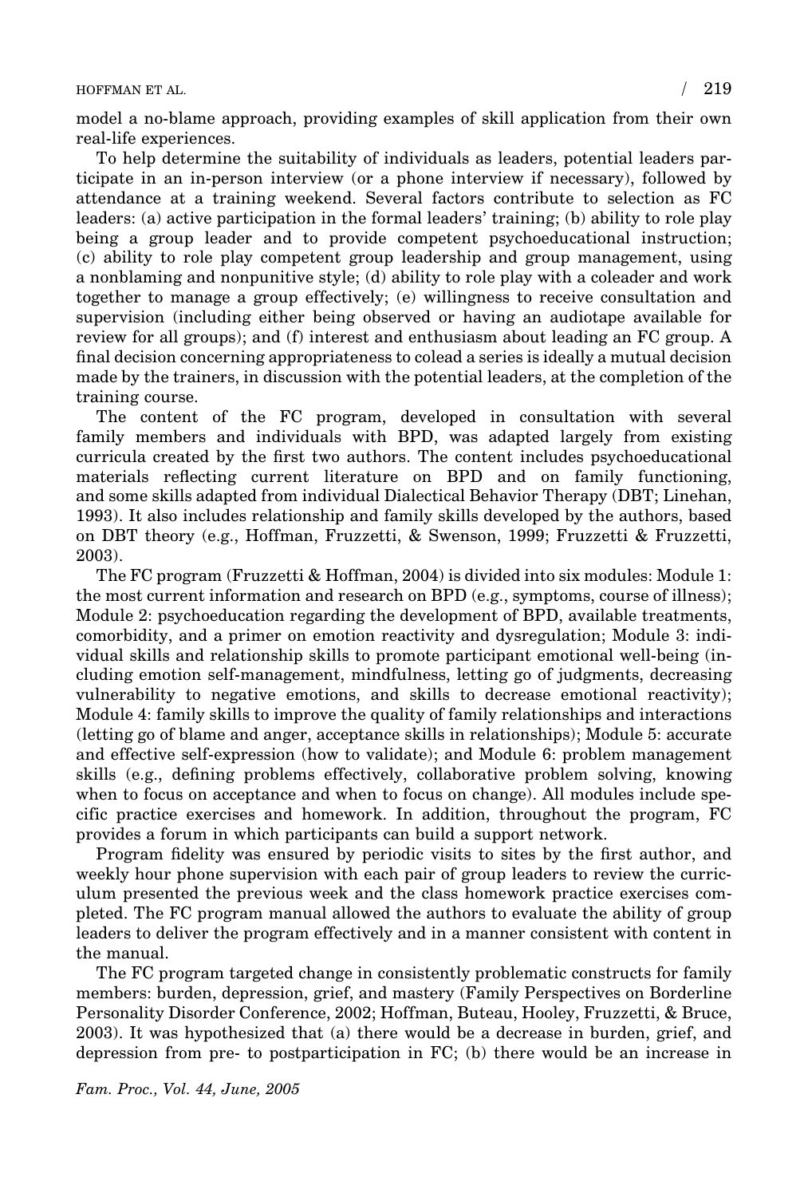model a no-blame approach, providing examples of skill application from their own real-life experiences.

To help determine the suitability of individuals as leaders, potential leaders participate in an in-person interview (or a phone interview if necessary), followed by attendance at a training weekend. Several factors contribute to selection as FC leaders: (a) active participation in the formal leaders' training; (b) ability to role play being a group leader and to provide competent psychoeducational instruction; (c) ability to role play competent group leadership and group management, using a nonblaming and nonpunitive style; (d) ability to role play with a coleader and work together to manage a group effectively; (e) willingness to receive consultation and supervision (including either being observed or having an audiotape available for review for all groups); and (f) interest and enthusiasm about leading an FC group. A final decision concerning appropriateness to colead a series is ideally a mutual decision made by the trainers, in discussion with the potential leaders, at the completion of the training course.

The content of the FC program, developed in consultation with several family members and individuals with BPD, was adapted largely from existing curricula created by the first two authors. The content includes psychoeducational materials reflecting current literature on BPD and on family functioning, and some skills adapted from individual Dialectical Behavior Therapy (DBT; Linehan, 1993). It also includes relationship and family skills developed by the authors, based on DBT theory (e.g., Hoffman, Fruzzetti, & Swenson, 1999; Fruzzetti & Fruzzetti, 2003).

The FC program (Fruzzetti & Hoffman, 2004) is divided into six modules: Module 1: the most current information and research on BPD (e.g., symptoms, course of illness); Module 2: psychoeducation regarding the development of BPD, available treatments, comorbidity, and a primer on emotion reactivity and dysregulation; Module 3: individual skills and relationship skills to promote participant emotional well-being (including emotion self-management, mindfulness, letting go of judgments, decreasing vulnerability to negative emotions, and skills to decrease emotional reactivity); Module 4: family skills to improve the quality of family relationships and interactions (letting go of blame and anger, acceptance skills in relationships); Module 5: accurate and effective self-expression (how to validate); and Module 6: problem management skills (e.g., defining problems effectively, collaborative problem solving, knowing when to focus on acceptance and when to focus on change). All modules include specific practice exercises and homework. In addition, throughout the program, FC provides a forum in which participants can build a support network.

Program fidelity was ensured by periodic visits to sites by the first author, and weekly hour phone supervision with each pair of group leaders to review the curriculum presented the previous week and the class homework practice exercises completed. The FC program manual allowed the authors to evaluate the ability of group leaders to deliver the program effectively and in a manner consistent with content in the manual.

The FC program targeted change in consistently problematic constructs for family members: burden, depression, grief, and mastery (Family Perspectives on Borderline Personality Disorder Conference, 2002; Hoffman, Buteau, Hooley, Fruzzetti, & Bruce, 2003). It was hypothesized that (a) there would be a decrease in burden, grief, and depression from pre- to postparticipation in FC; (b) there would be an increase in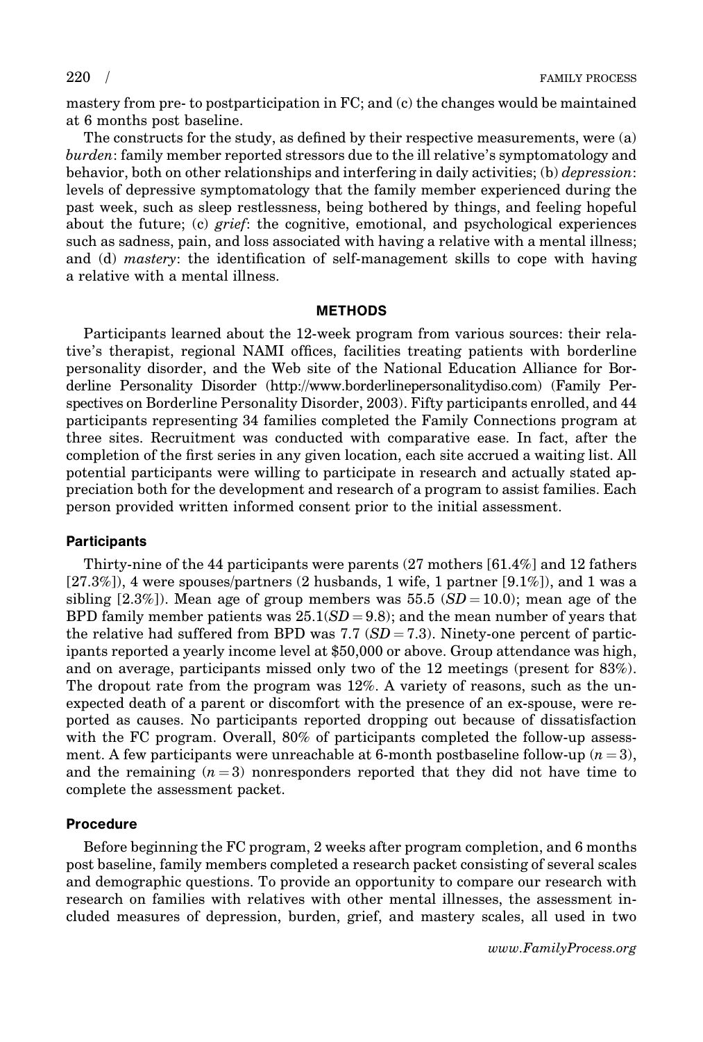mastery from pre- to postparticipation in FC; and (c) the changes would be maintained at 6 months post baseline.

The constructs for the study, as defined by their respective measurements, were (a) *burden*: family member reported stressors due to the ill relative's symptomatology and behavior, both on other relationships and interfering in daily activities; (b) *depression*: levels of depressive symptomatology that the family member experienced during the past week, such as sleep restlessness, being bothered by things, and feeling hopeful about the future; (c) *grief*: the cognitive, emotional, and psychological experiences such as sadness, pain, and loss associated with having a relative with a mental illness; and (d) *mastery*: the identification of self-management skills to cope with having a relative with a mental illness.

## METHODS

Participants learned about the 12-week program from various sources: their relative's therapist, regional NAMI offices, facilities treating patients with borderline personality disorder, and the Web site of the National Education Alliance for Borderline Personality Disorder (http://www.borderlinepersonalitydiso.com) (Family Perspectives on Borderline Personality Disorder, 2003). Fifty participants enrolled, and 44 participants representing 34 families completed the Family Connections program at three sites. Recruitment was conducted with comparative ease. In fact, after the completion of the first series in any given location, each site accrued a waiting list. All potential participants were willing to participate in research and actually stated appreciation both for the development and research of a program to assist families. Each person provided written informed consent prior to the initial assessment.

### Participants

Thirty-nine of the 44 participants were parents (27 mothers [61.4%] and 12 fathers [27.3%]), 4 were spouses/partners (2 husbands, 1 wife, 1 partner [9.1%]), and 1 was a sibling [2.3%]). Mean age of group members was 55.5 ($SD = 10.0$); mean age of the BPD family member patients was 25.1($SD = 9.8$); and the mean number of years that the relative had suffered from BPD was 7.7 ($SD = 7.3$). Ninety-one percent of participants reported a yearly income level at $50,000 or above. Group attendance was high, and on average, participants missed only two of the 12 meetings (present for 83%). The dropout rate from the program was 12%. A variety of reasons, such as the unexpected death of a parent or discomfort with the presence of an ex-spouse, were reported as causes. No participants reported dropping out because of dissatisfaction with the FC program. Overall, 80% of participants completed the follow-up assessment. A few participants were unreachable at 6-month postbaseline follow-up ($n = 3$), and the remaining ($n = 3$) nonresponders reported that they did not have time to complete the assessment packet.

### Procedure

Before beginning the FC program, 2 weeks after program completion, and 6 months post baseline, family members completed a research packet consisting of several scales and demographic questions. To provide an opportunity to compare our research with research on families with relatives with other mental illnesses, the assessment included measures of depression, burden, grief, and mastery scales, all used in two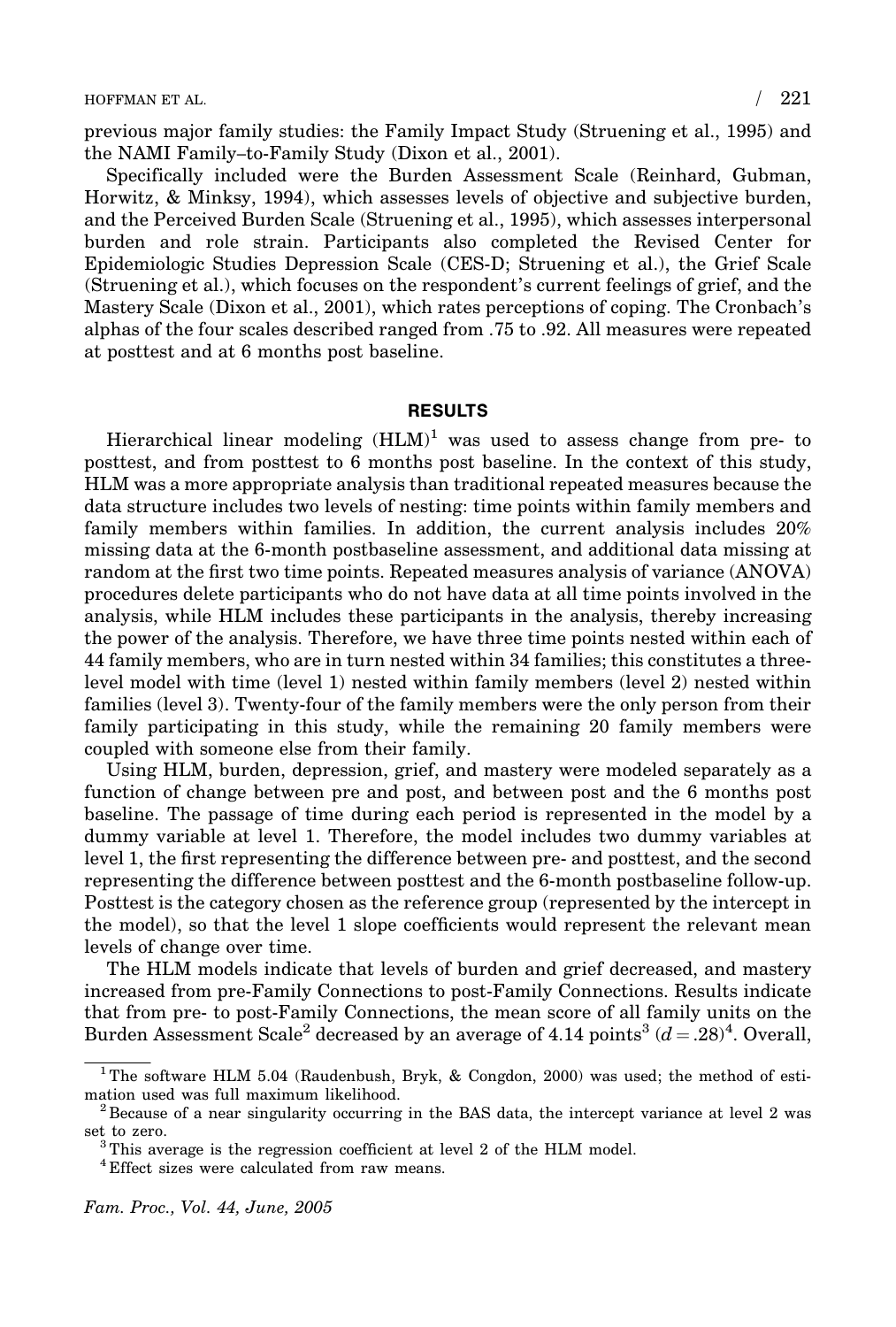previous major family studies: the Family Impact Study (Struening et al., 1995) and the NAMI Family–to-Family Study (Dixon et al., 2001).

Specifically included were the Burden Assessment Scale (Reinhard, Gubman, Horwitz, & Minksy, 1994), which assesses levels of objective and subjective burden, and the Perceived Burden Scale (Struening et al., 1995), which assesses interpersonal burden and role strain. Participants also completed the Revised Center for Epidemiologic Studies Depression Scale (CES-D; Struening et al.), the Grief Scale (Struening et al.), which focuses on the respondent's current feelings of grief, and the Mastery Scale (Dixon et al., 2001), which rates perceptions of coping. The Cronbach's alphas of the four scales described ranged from .75 to .92. All measures were repeated at posttest and at 6 months post baseline.

## RESULTS

Hierarchical linear modeling (HLM)[1] was used to assess change from pre- to posttest, and from posttest to 6 months post baseline. In the context of this study, HLM was a more appropriate analysis than traditional repeated measures because the data structure includes two levels of nesting: time points within family members and family members within families. In addition, the current analysis includes 20% missing data at the 6-month postbaseline assessment, and additional data missing at random at the first two time points. Repeated measures analysis of variance (ANOVA) procedures delete participants who do not have data at all time points involved in the analysis, while HLM includes these participants in the analysis, thereby increasing the power of the analysis. Therefore, we have three time points nested within each of 44 family members, who are in turn nested within 34 families; this constitutes a three-level model with time (level 1) nested within family members (level 2) nested within families (level 3). Twenty-four of the family members were the only person from their family participating in this study, while the remaining 20 family members were coupled with someone else from their family.

Using HLM, burden, depression, grief, and mastery were modeled separately as a function of change between pre and post, and between post and the 6 months post baseline. The passage of time during each period is represented in the model by a dummy variable at level 1. Therefore, the model includes two dummy variables at level 1, the first representing the difference between pre- and posttest, and the second representing the difference between posttest and the 6-month postbaseline follow-up. Posttest is the category chosen as the reference group (represented by the intercept in the model), so that the level 1 slope coefficients would represent the relevant mean levels of change over time.

The HLM models indicate that levels of burden and grief decreased, and mastery increased from pre-Family Connections to post-Family Connections. Results indicate that from pre- to post-Family Connections, the mean score of all family units on the Burden Assessment Scale[2] decreased by an average of 4.14 points[3] ($d = .28$)[4]. Overall,

[1] The software HLM 5.04 (Raudenbush, Bryk, & Congdon, 2000) was used; the method of estimation used was full maximum likelihood.

[2] Because of a near singularity occurring in the BAS data, the intercept variance at level 2 was set to zero.

[3] This average is the regression coefficient at level 2 of the HLM model.

[4] Effect sizes were calculated from raw means.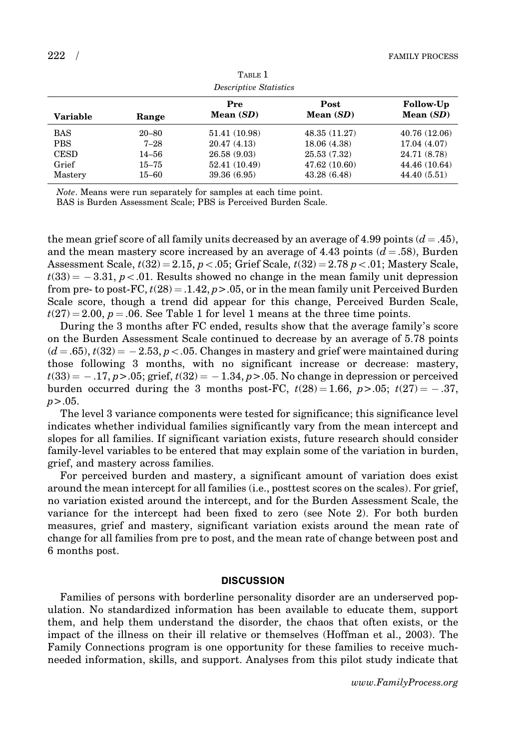Table 1

*Descriptive Statistics*

| Variable | Range | Pre Mean (*SD*) | Post Mean (*SD*) | Follow-Up Mean (*SD*) |
|---|---|---|---|---|
| BAS | 20–80 | 51.41 (10.98) | 48.35 (11.27) | 40.76 (12.06) |
| PBS | 7–28 | 20.47 (4.13) | 18.06 (4.38) | 17.04 (4.07) |
| CESD | 14–56 | 26.58 (9.03) | 25.53 (7.32) | 24.71 (8.78) |
| Grief | 15–75 | 52.41 (10.49) | 47.62 (10.60) | 44.46 (10.64) |
| Mastery | 15–60 | 39.36 (6.95) | 43.28 (6.48) | 44.40 (5.51) |

*Note*. Means were run separately for samples at each time point.
BAS is Burden Assessment Scale; PBS is Perceived Burden Scale.

the mean grief score of all family units decreased by an average of 4.99 points ($d = .45$), and the mean mastery score increased by an average of 4.43 points ($d = .58$), Burden Assessment Scale, $t(32) = 2.15$, $p < .05$; Grief Scale, $t(32) = 2.78$ $p < .01$; Mastery Scale, $t(33) = -3.31$, $p < .01$. Results showed no change in the mean family unit depression from pre- to post-FC, $t(28) = .1.42$, $p > .05$, or in the mean family unit Perceived Burden Scale score, though a trend did appear for this change, Perceived Burden Scale, $t(27) = 2.00$, $p = .06$. See Table 1 for level 1 means at the three time points.

During the 3 months after FC ended, results show that the average family's score on the Burden Assessment Scale continued to decrease by an average of 5.78 points ($d = .65$), $t(32) = -2.53$, $p < .05$. Changes in mastery and grief were maintained during those following 3 months, with no significant increase or decrease: mastery, $t(33) = -.17$, $p > .05$; grief, $t(32) = -1.34$, $p > .05$. No change in depression or perceived burden occurred during the 3 months post-FC, $t(28) = 1.66$, $p > .05$; $t(27) = -.37$, $p > .05$.

The level 3 variance components were tested for significance; this significance level indicates whether individual families significantly vary from the mean intercept and slopes for all families. If significant variation exists, future research should consider family-level variables to be entered that may explain some of the variation in burden, grief, and mastery across families.

For perceived burden and mastery, a significant amount of variation does exist around the mean intercept for all families (i.e., posttest scores on the scales). For grief, no variation existed around the intercept, and for the Burden Assessment Scale, the variance for the intercept had been fixed to zero (see Note 2). For both burden measures, grief and mastery, significant variation exists around the mean rate of change for all families from pre to post, and the mean rate of change between post and 6 months post.

## DISCUSSION

Families of persons with borderline personality disorder are an underserved population. No standardized information has been available to educate them, support them, and help them understand the disorder, the chaos that often exists, or the impact of the illness on their ill relative or themselves (Hoffman et al., 2003). The Family Connections program is one opportunity for these families to receive much-needed information, skills, and support. Analyses from this pilot study indicate that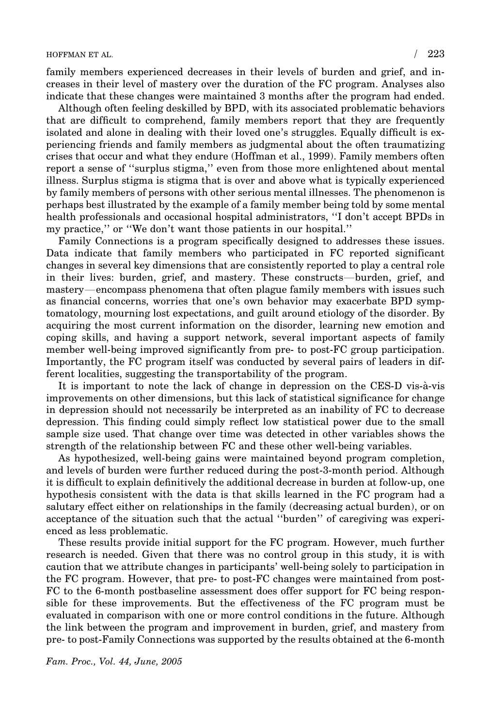family members experienced decreases in their levels of burden and grief, and increases in their level of mastery over the duration of the FC program. Analyses also indicate that these changes were maintained 3 months after the program had ended.

Although often feeling deskilled by BPD, with its associated problematic behaviors that are difficult to comprehend, family members report that they are frequently isolated and alone in dealing with their loved one's struggles. Equally difficult is experiencing friends and family members as judgmental about the often traumatizing crises that occur and what they endure (Hoffman et al., 1999). Family members often report a sense of ''surplus stigma,'' even from those more enlightened about mental illness. Surplus stigma is stigma that is over and above what is typically experienced by family members of persons with other serious mental illnesses. The phenomenon is perhaps best illustrated by the example of a family member being told by some mental health professionals and occasional hospital administrators, ''I don't accept BPDs in my practice,'' or ''We don't want those patients in our hospital.''

Family Connections is a program specifically designed to addresses these issues. Data indicate that family members who participated in FC reported significant changes in several key dimensions that are consistently reported to play a central role in their lives: burden, grief, and mastery. These constructs—burden, grief, and mastery—encompass phenomena that often plague family members with issues such as financial concerns, worries that one's own behavior may exacerbate BPD symptomatology, mourning lost expectations, and guilt around etiology of the disorder. By acquiring the most current information on the disorder, learning new emotion and coping skills, and having a support network, several important aspects of family member well-being improved significantly from pre- to post-FC group participation. Importantly, the FC program itself was conducted by several pairs of leaders in different localities, suggesting the transportability of the program.

It is important to note the lack of change in depression on the CES-D vis-à-vis improvements on other dimensions, but this lack of statistical significance for change in depression should not necessarily be interpreted as an inability of FC to decrease depression. This finding could simply reflect low statistical power due to the small sample size used. That change over time was detected in other variables shows the strength of the relationship between FC and these other well-being variables.

As hypothesized, well-being gains were maintained beyond program completion, and levels of burden were further reduced during the post-3-month period. Although it is difficult to explain definitively the additional decrease in burden at follow-up, one hypothesis consistent with the data is that skills learned in the FC program had a salutary effect either on relationships in the family (decreasing actual burden), or on acceptance of the situation such that the actual ''burden'' of caregiving was experienced as less problematic.

These results provide initial support for the FC program. However, much further research is needed. Given that there was no control group in this study, it is with caution that we attribute changes in participants' well-being solely to participation in the FC program. However, that pre- to post-FC changes were maintained from post-FC to the 6-month postbaseline assessment does offer support for FC being responsible for these improvements. But the effectiveness of the FC program must be evaluated in comparison with one or more control conditions in the future. Although the link between the program and improvement in burden, grief, and mastery from pre- to post-Family Connections was supported by the results obtained at the 6-month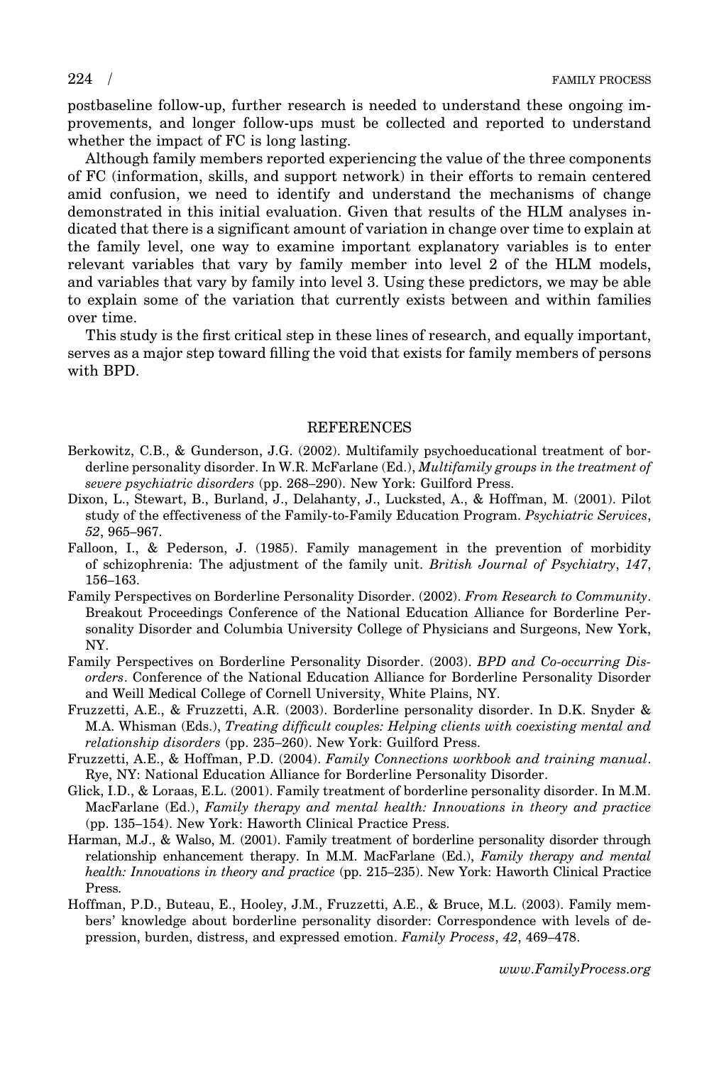postbaseline follow-up, further research is needed to understand these ongoing improvements, and longer follow-ups must be collected and reported to understand whether the impact of FC is long lasting.

Although family members reported experiencing the value of the three components of FC (information, skills, and support network) in their efforts to remain centered amid confusion, we need to identify and understand the mechanisms of change demonstrated in this initial evaluation. Given that results of the HLM analyses indicated that there is a significant amount of variation in change over time to explain at the family level, one way to examine important explanatory variables is to enter relevant variables that vary by family member into level 2 of the HLM models, and variables that vary by family into level 3. Using these predictors, we may be able to explain some of the variation that currently exists between and within families over time.

This study is the first critical step in these lines of research, and equally important, serves as a major step toward filling the void that exists for family members of persons with BPD.

## REFERENCES

Berkowitz, C.B., & Gunderson, J.G. (2002). Multifamily psychoeducational treatment of borderline personality disorder. In W.R. McFarlane (Ed.), *Multifamily groups in the treatment of severe psychiatric disorders* (pp. 268–290). New York: Guilford Press.

Dixon, L., Stewart, B., Burland, J., Delahanty, J., Lucksted, A., & Hoffman, M. (2001). Pilot study of the effectiveness of the Family-to-Family Education Program. *Psychiatric Services*, *52*, 965–967.

Falloon, I., & Pederson, J. (1985). Family management in the prevention of morbidity of schizophrenia: The adjustment of the family unit. *British Journal of Psychiatry*, *147*, 156–163.

Family Perspectives on Borderline Personality Disorder. (2002). *From Research to Community*. Breakout Proceedings Conference of the National Education Alliance for Borderline Personality Disorder and Columbia University College of Physicians and Surgeons, New York, NY.

Family Perspectives on Borderline Personality Disorder. (2003). *BPD and Co-occurring Disorders*. Conference of the National Education Alliance for Borderline Personality Disorder and Weill Medical College of Cornell University, White Plains, NY.

Fruzzetti, A.E., & Fruzzetti, A.R. (2003). Borderline personality disorder. In D.K. Snyder & M.A. Whisman (Eds.), *Treating difficult couples: Helping clients with coexisting mental and relationship disorders* (pp. 235–260). New York: Guilford Press.

Fruzzetti, A.E., & Hoffman, P.D. (2004). *Family Connections workbook and training manual*. Rye, NY: National Education Alliance for Borderline Personality Disorder.

Glick, I.D., & Loraas, E.L. (2001). Family treatment of borderline personality disorder. In M.M. MacFarlane (Ed.), *Family therapy and mental health: Innovations in theory and practice* (pp. 135–154). New York: Haworth Clinical Practice Press.

Harman, M.J., & Walso, M. (2001). Family treatment of borderline personality disorder through relationship enhancement therapy. In M.M. MacFarlane (Ed.), *Family therapy and mental health: Innovations in theory and practice* (pp. 215–235). New York: Haworth Clinical Practice Press.

Hoffman, P.D., Buteau, E., Hooley, J.M., Fruzzetti, A.E., & Bruce, M.L. (2003). Family members' knowledge about borderline personality disorder: Correspondence with levels of depression, burden, distress, and expressed emotion. *Family Process*, *42*, 469–478.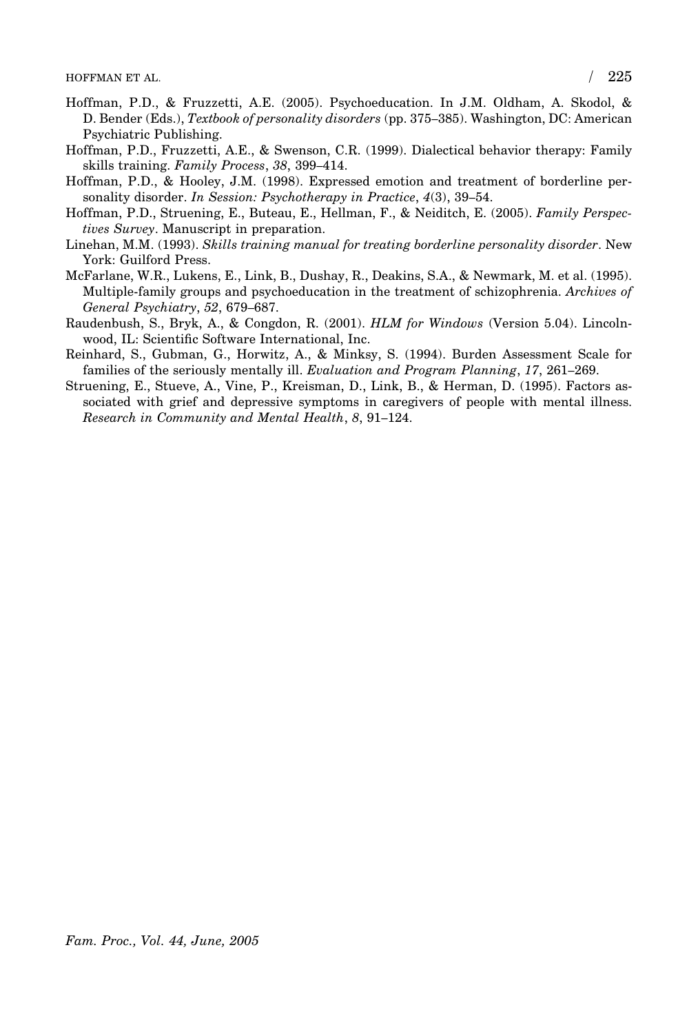Hoffman, P.D., & Fruzzetti, A.E. (2005). Psychoeducation. In J.M. Oldham, A. Skodol, & D. Bender (Eds.), *Textbook of personality disorders* (pp. 375–385). Washington, DC: American Psychiatric Publishing.

Hoffman, P.D., Fruzzetti, A.E., & Swenson, C.R. (1999). Dialectical behavior therapy: Family skills training. *Family Process*, *38*, 399–414.

Hoffman, P.D., & Hooley, J.M. (1998). Expressed emotion and treatment of borderline personality disorder. *In Session: Psychotherapy in Practice*, *4*(3), 39–54.

Hoffman, P.D., Struening, E., Buteau, E., Hellman, F., & Neiditch, E. (2005). *Family Perspectives Survey*. Manuscript in preparation.

Linehan, M.M. (1993). *Skills training manual for treating borderline personality disorder*. New York: Guilford Press.

McFarlane, W.R., Lukens, E., Link, B., Dushay, R., Deakins, S.A., & Newmark, M. et al. (1995). Multiple-family groups and psychoeducation in the treatment of schizophrenia. *Archives of General Psychiatry*, *52*, 679–687.

Raudenbush, S., Bryk, A., & Congdon, R. (2001). *HLM for Windows* (Version 5.04). Lincolnwood, IL: Scientific Software International, Inc.

Reinhard, S., Gubman, G., Horwitz, A., & Minksy, S. (1994). Burden Assessment Scale for families of the seriously mentally ill. *Evaluation and Program Planning*, *17*, 261–269.

Struening, E., Stueve, A., Vine, P., Kreisman, D., Link, B., & Herman, D. (1995). Factors associated with grief and depressive symptoms in caregivers of people with mental illness. *Research in Community and Mental Health*, *8*, 91–124.